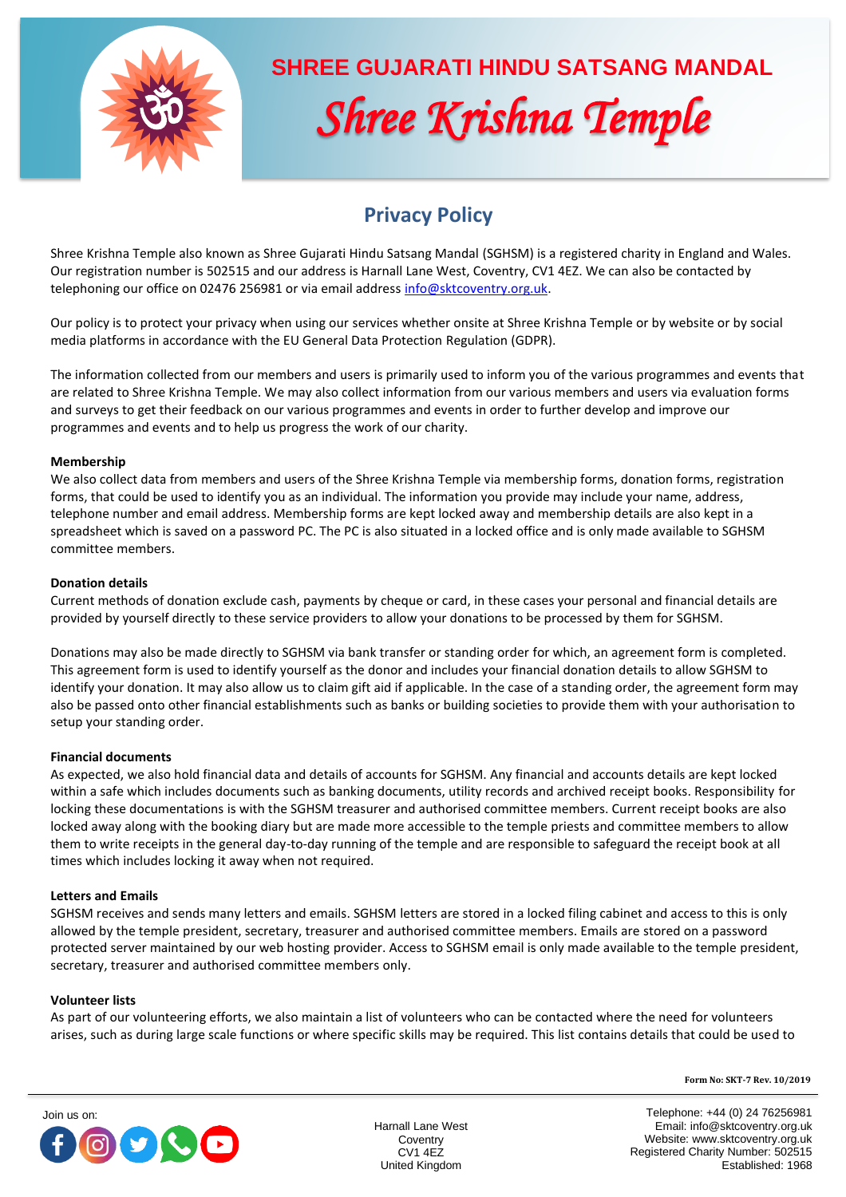# SHREE GUJARATI HINDU SATSANG MANDAL

# *Shree Krishna Temple*

## Privacy Policy

Shree Krishna Temple also known as Shree Gujarati Hindu Satsang Mandal (SGHSM) is a registered charity in England and Wales. Our registration number is 502515 and our address is Harnall Lane West, Coventry, CV1 4EZ. We can also be contacted by telephoning our office on 02476 256981 or via email address info@sktcoventry.org.uk.

Our policy is to protect your privacy when using our services whether onsite at Shree Krishna Temple or by website or by social media platforms in accordance with the EU General Data Protection Regulation (GDPR).

The information collected from our members and users is primarily used to inform you of the various programmes and events that are related to Shree Krishna Temple. We may also collect information from our various members and users via evaluation forms and surveys to get their feedback on our various programmes and events in order to further develop and improve our programmes and events and to help us progress the work of our charity.

**Membership**

We also collect data from members and users of the Shree Krishna Temple via membership forms, donation forms, registration forms, that could be used to identify you as an individual. The information you provide may include your name, address, telephone number and email address. Membership forms are kept locked away and membership details are also kept in a spreadsheet which is saved on a password PC. The PC is also situated in a locked office and is only made available to SGHSM committee members.

**Donation details**

Current methods of donation exclude cash, payments by cheque or card, in these cases your personal and financial details are provided by yourself directly to these service providers to allow your donations to be processed by them for SGHSM.

Donations may also be made directly to SGHSM via bank transfer or standing order for which, an agreement form is completed. This agreement form is used to identify yourself as the donor and includes your financial donation details to allow SGHSM to identify your donation. It may also allow us to claim gift aid if applicable. In the case of a standing order, the agreement form may also be passed onto other financial establishments such as banks or building societies to provide them with your authorisation to setup your standing order.

**Financial documents**

As expected, we also hold financial data and details of accounts for SGHSM. Any financial and accounts details are kept locked within a safe which includes documents such as banking documents, utility records and archived receipt books. Responsibility for locking these documentations is with the SGHSM treasurer and authorised committee members. Current receipt books are also locked away along with the booking diary but are made more accessible to the temple priests and committee members to allow them to write receipts in the general day-to-day running of the temple and are responsible to safeguard the receipt book at all times which includes locking it away when not required.

**Letters and Emails**

SGHSM receives and sends many letters and emails. SGHSM letters are stored in a locked filing cabinet and access to this is only allowed by the temple president, secretary, treasurer and authorised committee members. Emails are stored on a password protected server maintained by our web hosting provider. Access to SGHSM email is only made available to the temple president, secretary, treasurer and authorised committee members only.

**Volunteer lists**

As part of our volunteering efforts, we also maintain a list of volunteers who can be contacted where the need for volunteers arises, such as during large scale functions or where specific skills may be required. This list contains details that could be used to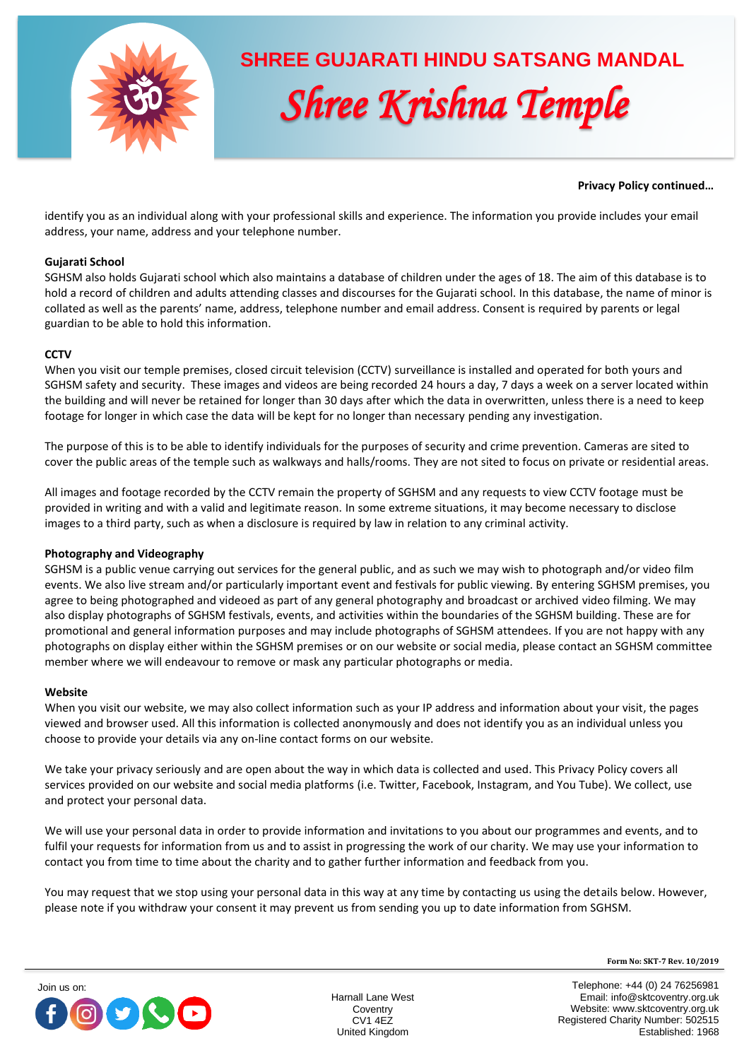**Privacy Policy continued…**

identify you as an individual along with your professional skills and experience. The information you provide includes your email address, your name, address and your telephone number.

**Gujarati School**

SGHSM also holds Gujarati school which also maintains a database of children under the ages of 18. The aim of this database is to hold a record of children and adults attending classes and discourses for the Gujarati school. In this database, the name of minor is collated as well as the parents' name, address, telephone number and email address. Consent is required by parents or legal guardian to be able to hold this information.

**CCTV**

When you visit our temple premises, closed circuit television (CCTV) surveillance is installed and operated for both yours and SGHSM safety and security. These images and videos are being recorded 24 hours a day, 7 days a week on a server located within the building and will never be retained for longer than 30 days after which the data in overwritten, unless there is a need to keep footage for longer in which case the data will be kept for no longer than necessary pending any investigation.

The purpose of this is to be able to identify individuals for the purposes of security and crime prevention. Cameras are sited to cover the public areas of the temple such as walkways and halls/rooms. They are not sited to focus on private or residential areas.

All images and footage recorded by the CCTV remain the property of SGHSM and any requests to view CCTV footage must be provided in writing and with a valid and legitimate reason. In some extreme situations, it may become necessary to disclose images to a third party, such as when a disclosure is required by law in relation to any criminal activity.

**Photography and Videography**

SGHSM is a public venue carrying out services for the general public, and as such we may wish to photograph and/or video film events. We also live stream and/or particularly important event and festivals for public viewing. By entering SGHSM premises, you agree to being photographed and videoed as part of any general photography and broadcast or archived video filming. We may also display photographs of SGHSM festivals, events, and activities within the boundaries of the SGHSM building. These are for promotional and general information purposes and may include photographs of SGHSM attendees. If you are not happy with any photographs on display either within the SGHSM premises or on our website or social media, please contact an SGHSM committee member where we will endeavour to remove or mask any particular photographs or media.

**Website**

When you visit our website, we may also collect information such as your IP address and information about your visit, the pages viewed and browser used. All this information is collected anonymously and does not identify you as an individual unless you choose to provide your details via any on-line contact forms on our website.

We take your privacy seriously and are open about the way in which data is collected and used. This Privacy Policy covers all services provided on our website and social media platforms (i.e. Twitter, Facebook, Instagram, and You Tube). We collect, use and protect your personal data.

We will use your personal data in order to provide information and invitations to you about our programmes and events, and to fulfil your requests for information from us and to assist in progressing the work of our charity. We may use your information to contact you from time to time about the charity and to gather further information and feedback from you.

You may request that we stop using your personal data in this way at any time by contacting us using the details below. However, please note if you withdraw your consent it may prevent us from sending you up to date information from SGHSM.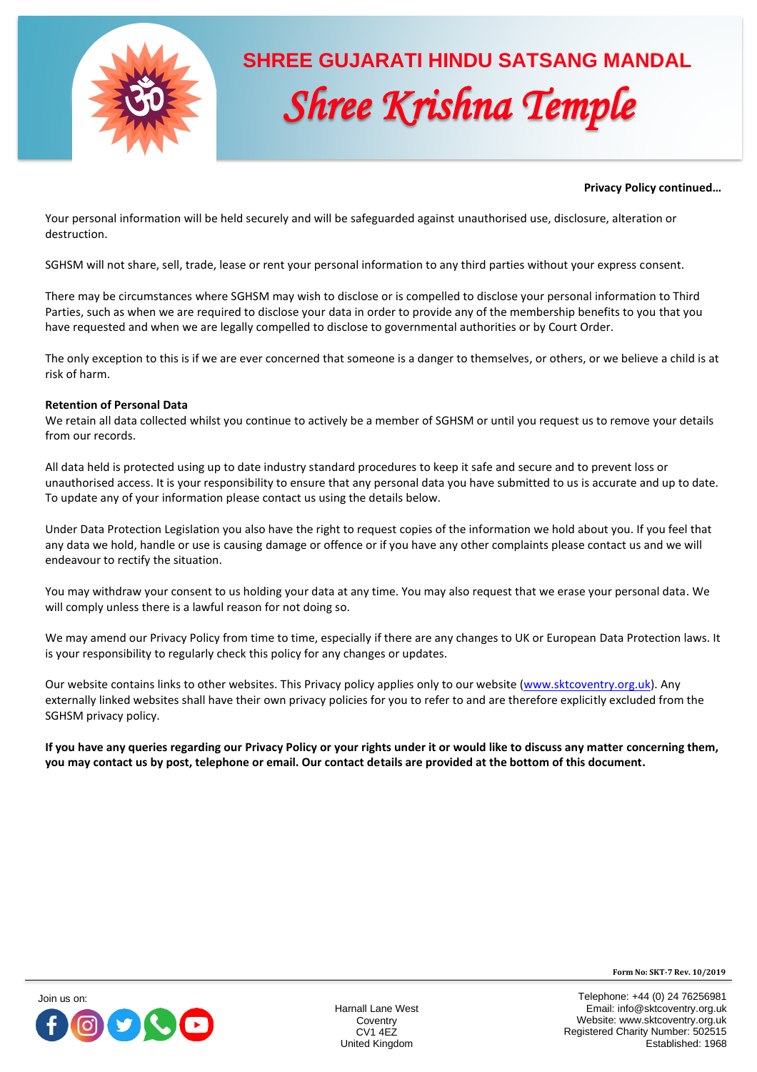**Privacy Policy continued…**

Your personal information will be held securely and will be safeguarded against unauthorised use, disclosure, alteration or destruction.

SGHSM will not share, sell, trade, lease or rent your personal information to any third parties without your express consent.

There may be circumstances where SGHSM may wish to disclose or is compelled to disclose your personal information to Third Parties, such as when we are required to disclose your data in order to provide any of the membership benefits to you that you have requested and when we are legally compelled to disclose to governmental authorities or by Court Order.

The only exception to this is if we are ever concerned that someone is a danger to themselves, or others, or we believe a child is at risk of harm.

**Retention of Personal Data**
We retain all data collected whilst you continue to actively be a member of SGHSM or until you request us to remove your details from our records.

All data held is protected using up to date industry standard procedures to keep it safe and secure and to prevent loss or unauthorised access. It is your responsibility to ensure that any personal data you have submitted to us is accurate and up to date. To update any of your information please contact us using the details below.

Under Data Protection Legislation you also have the right to request copies of the information we hold about you. If you feel that any data we hold, handle or use is causing damage or offence or if you have any other complaints please contact us and we will endeavour to rectify the situation.

You may withdraw your consent to us holding your data at any time. You may also request that we erase your personal data. We will comply unless there is a lawful reason for not doing so.

We may amend our Privacy Policy from time to time, especially if there are any changes to UK or European Data Protection laws. It is your responsibility to regularly check this policy for any changes or updates.

Our website contains links to other websites. This Privacy policy applies only to our website (www.sktcoventry.org.uk). Any externally linked websites shall have their own privacy policies for you to refer to and are therefore explicitly excluded from the SGHSM privacy policy.

**If you have any queries regarding our Privacy Policy or your rights under it or would like to discuss any matter concerning them, you may contact us by post, telephone or email. Our contact details are provided at the bottom of this document.**

Form No: SKT-7 Rev. 10/2019

Join us on:

Harnall Lane West
Coventry
CV1 4EZ
United Kingdom

Telephone: +44 (0) 24 76256981
Email: info@sktcoventry.org.uk
Website: www.sktcoventry.org.uk
Registered Charity Number: 502515
Established: 1968